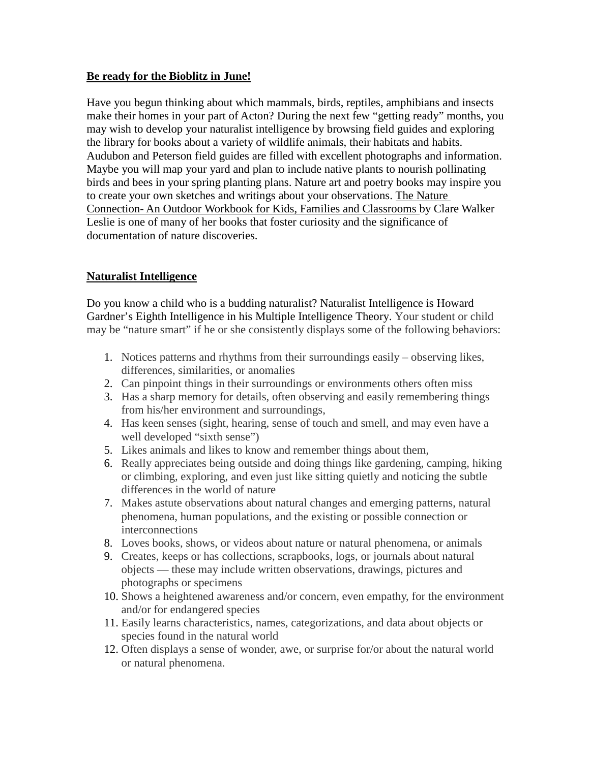**Be ready for the Bioblitz in June!**

Have you begun thinking about which mammals, birds, reptiles, amphibians and insects make their homes in your part of Acton? During the next few "getting ready" months, you may wish to develop your naturalist intelligence by browsing field guides and exploring the library for books about a variety of wildlife animals, their habitats and habits. Audubon and Peterson field guides are filled with excellent photographs and information. Maybe you will map your yard and plan to include native plants to nourish pollinating birds and bees in your spring planting plans. Nature art and poetry books may inspire you to create your own sketches and writings about your observations. The Nature Connection- An Outdoor Workbook for Kids, Families and Classrooms by Clare Walker Leslie is one of many of her books that foster curiosity and the significance of documentation of nature discoveries.

**Naturalist Intelligence**

Do you know a child who is a budding naturalist? Naturalist Intelligence is Howard Gardner's Eighth Intelligence in his Multiple Intelligence Theory. Your student or child may be "nature smart" if he or she consistently displays some of the following behaviors:

1. Notices patterns and rhythms from their surroundings easily – observing likes, differences, similarities, or anomalies
2. Can pinpoint things in their surroundings or environments others often miss
3. Has a sharp memory for details, often observing and easily remembering things from his/her environment and surroundings,
4. Has keen senses (sight, hearing, sense of touch and smell, and may even have a well developed "sixth sense")
5. Likes animals and likes to know and remember things about them,
6. Really appreciates being outside and doing things like gardening, camping, hiking or climbing, exploring, and even just like sitting quietly and noticing the subtle differences in the world of nature
7. Makes astute observations about natural changes and emerging patterns, natural phenomena, human populations, and the existing or possible connection or interconnections
8. Loves books, shows, or videos about nature or natural phenomena, or animals
9. Creates, keeps or has collections, scrapbooks, logs, or journals about natural objects — these may include written observations, drawings, pictures and photographs or specimens
10. Shows a heightened awareness and/or concern, even empathy, for the environment and/or for endangered species
11. Easily learns characteristics, names, categorizations, and data about objects or species found in the natural world
12. Often displays a sense of wonder, awe, or surprise for/or about the natural world or natural phenomena.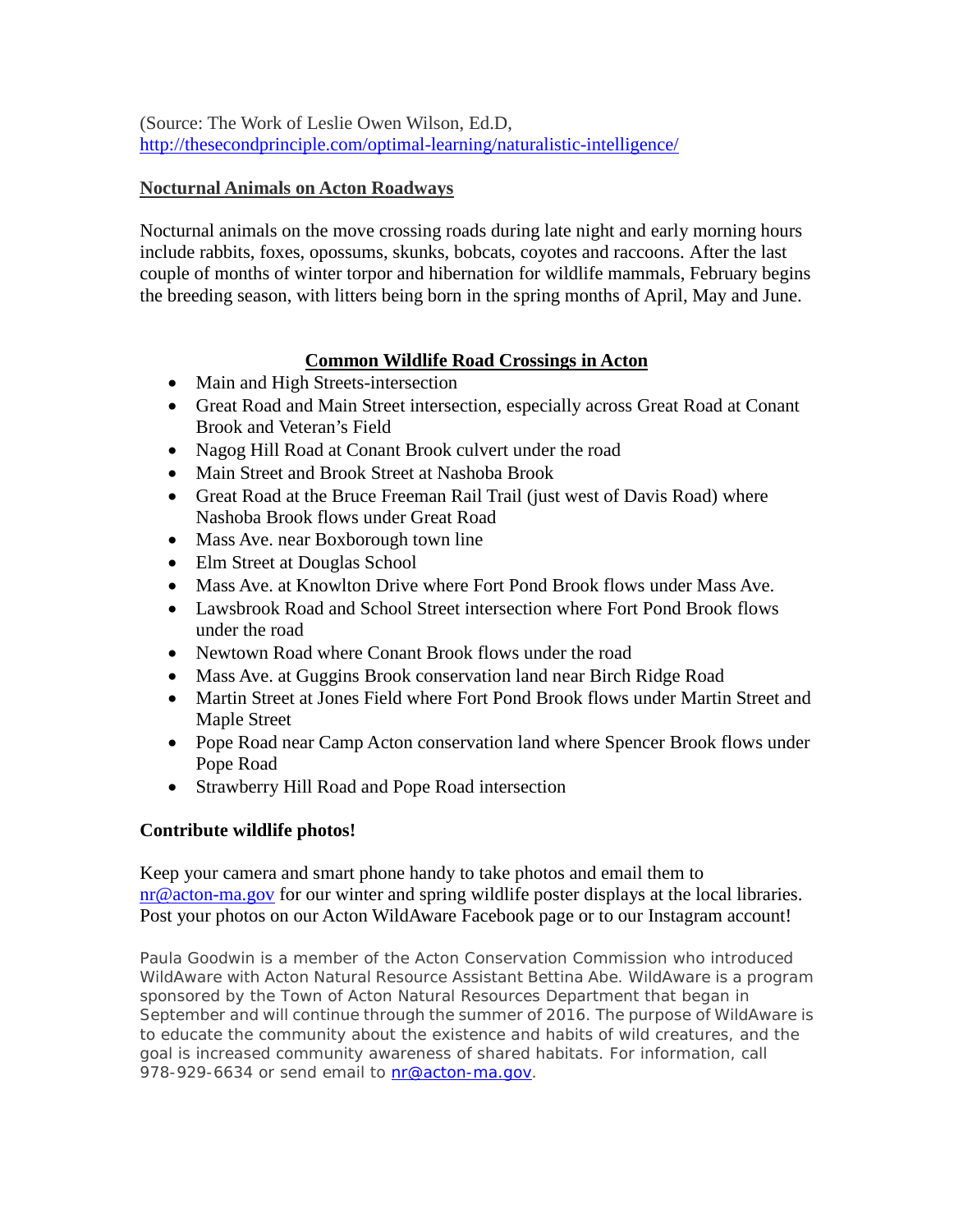(Source: The Work of Leslie Owen Wilson, Ed.D, http://thesecondprinciple.com/optimal-learning/naturalistic-intelligence/

## Nocturnal Animals on Acton Roadways

Nocturnal animals on the move crossing roads during late night and early morning hours include rabbits, foxes, opossums, skunks, bobcats, coyotes and raccoons. After the last couple of months of winter torpor and hibernation for wildlife mammals, February begins the breeding season, with litters being born in the spring months of April, May and June.

### Common Wildlife Road Crossings in Acton

- Main and High Streets-intersection
- Great Road and Main Street intersection, especially across Great Road at Conant Brook and Veteran's Field
- Nagog Hill Road at Conant Brook culvert under the road
- Main Street and Brook Street at Nashoba Brook
- Great Road at the Bruce Freeman Rail Trail (just west of Davis Road) where Nashoba Brook flows under Great Road
- Mass Ave. near Boxborough town line
- Elm Street at Douglas School
- Mass Ave. at Knowlton Drive where Fort Pond Brook flows under Mass Ave.
- Lawsbrook Road and School Street intersection where Fort Pond Brook flows under the road
- Newtown Road where Conant Brook flows under the road
- Mass Ave. at Guggins Brook conservation land near Birch Ridge Road
- Martin Street at Jones Field where Fort Pond Brook flows under Martin Street and Maple Street
- Pope Road near Camp Acton conservation land where Spencer Brook flows under Pope Road
- Strawberry Hill Road and Pope Road intersection

**Contribute wildlife photos!**

Keep your camera and smart phone handy to take photos and email them to nr@acton-ma.gov for our winter and spring wildlife poster displays at the local libraries. Post your photos on our Acton WildAware Facebook page or to our Instagram account!

Paula Goodwin is a member of the Acton Conservation Commission who introduced WildAware with Acton Natural Resource Assistant Bettina Abe. WildAware is a program sponsored by the Town of Acton Natural Resources Department that began in September and will continue through the summer of 2016. The purpose of WildAware is to educate the community about the existence and habits of wild creatures, and the goal is increased community awareness of shared habitats. For information, call 978-929-6634 or send email to nr@acton-ma.gov.